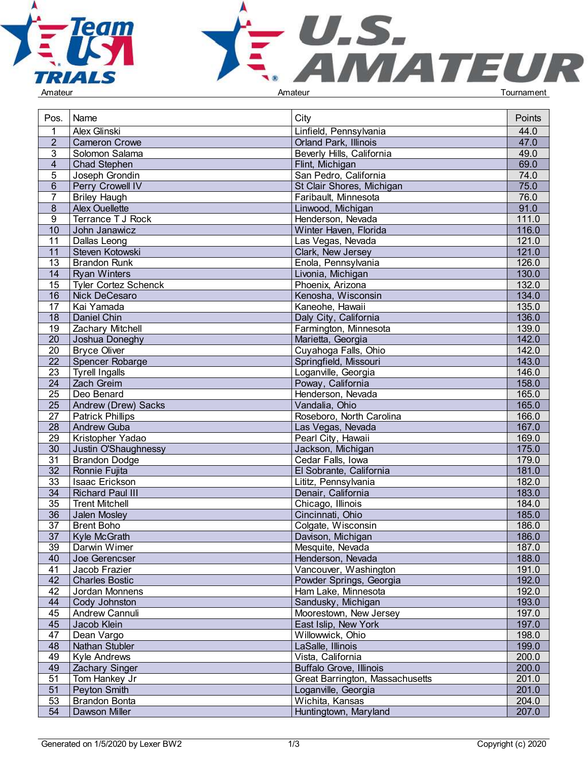Amateur | Amateur | Tournament

| Pos. | Name | City | Points |
|---|---|---|---|
| 1 | Alex Glinski | Linfield, Pennsylvania | 44.0 |
| 2 | Cameron Crowe | Orland Park, Illinois | 47.0 |
| 3 | Solomon Salama | Beverly Hills, California | 49.0 |
| 4 | Chad Stephen | Flint, Michigan | 69.0 |
| 5 | Joseph Grondin | San Pedro, California | 74.0 |
| 6 | Perry Crowell IV | St Clair Shores, Michigan | 75.0 |
| 7 | Briley Haugh | Faribault, Minnesota | 76.0 |
| 8 | Alex Ouellette | Linwood, Michigan | 91.0 |
| 9 | Terrance T J Rock | Henderson, Nevada | 111.0 |
| 10 | John Janawicz | Winter Haven, Florida | 116.0 |
| 11 | Dallas Leong | Las Vegas, Nevada | 121.0 |
| 11 | Steven Kotowski | Clark, New Jersey | 121.0 |
| 13 | Brandon Runk | Enola, Pennsylvania | 126.0 |
| 14 | Ryan Winters | Livonia, Michigan | 130.0 |
| 15 | Tyler Cortez Schenck | Phoenix, Arizona | 132.0 |
| 16 | Nick DeCesaro | Kenosha, Wisconsin | 134.0 |
| 17 | Kai Yamada | Kaneohe, Hawaii | 135.0 |
| 18 | Daniel Chin | Daly City, California | 136.0 |
| 19 | Zachary Mitchell | Farmington, Minnesota | 139.0 |
| 20 | Joshua Doneghy | Marietta, Georgia | 142.0 |
| 20 | Bryce Oliver | Cuyahoga Falls, Ohio | 142.0 |
| 22 | Spencer Robarge | Springfield, Missouri | 143.0 |
| 23 | Tyrell Ingalls | Loganville, Georgia | 146.0 |
| 24 | Zach Greim | Poway, California | 158.0 |
| 25 | Deo Benard | Henderson, Nevada | 165.0 |
| 25 | Andrew (Drew) Sacks | Vandalia, Ohio | 165.0 |
| 27 | Patrick Phillips | Roseboro, North Carolina | 166.0 |
| 28 | Andrew Guba | Las Vegas, Nevada | 167.0 |
| 29 | Kristopher Yadao | Pearl City, Hawaii | 169.0 |
| 30 | Justin O'Shaughnessy | Jackson, Michigan | 175.0 |
| 31 | Brandon Dodge | Cedar Falls, Iowa | 179.0 |
| 32 | Ronnie Fujita | El Sobrante, California | 181.0 |
| 33 | Isaac Erickson | Lititz, Pennsylvania | 182.0 |
| 34 | Richard Paul III | Denair, California | 183.0 |
| 35 | Trent Mitchell | Chicago, Illinois | 184.0 |
| 36 | Jalen Mosley | Cincinnati, Ohio | 185.0 |
| 37 | Brent Boho | Colgate, Wisconsin | 186.0 |
| 37 | Kyle McGrath | Davison, Michigan | 186.0 |
| 39 | Darwin Wimer | Mesquite, Nevada | 187.0 |
| 40 | Joe Gerencser | Henderson, Nevada | 188.0 |
| 41 | Jacob Frazier | Vancouver, Washington | 191.0 |
| 42 | Charles Bostic | Powder Springs, Georgia | 192.0 |
| 42 | Jordan Monnens | Ham Lake, Minnesota | 192.0 |
| 44 | Cody Johnston | Sandusky, Michigan | 193.0 |
| 45 | Andrew Cannuli | Moorestown, New Jersey | 197.0 |
| 45 | Jacob Klein | East Islip, New York | 197.0 |
| 47 | Dean Vargo | Willowwick, Ohio | 198.0 |
| 48 | Nathan Stubler | LaSalle, Illinois | 199.0 |
| 49 | Kyle Andrews | Vista, California | 200.0 |
| 49 | Zachary Singer | Buffalo Grove, Illinois | 200.0 |
| 51 | Tom Hankey Jr | Great Barrington, Massachusetts | 201.0 |
| 51 | Peyton Smith | Loganville, Georgia | 201.0 |
| 53 | Brandon Bonta | Wichita, Kansas | 204.0 |
| 54 | Dawson Miller | Huntingtown, Maryland | 207.0 |

Generated on 1/5/2020 by Lexer BW2 | Copyright (c) 2020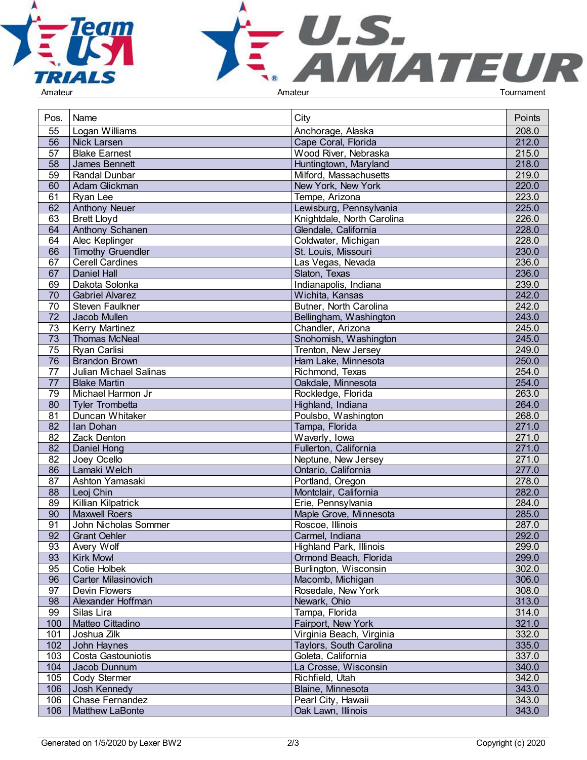| Pos. | Name | City | Points |
|---|---|---|---|
| 55 | Logan Williams | Anchorage, Alaska | 208.0 |
| 56 | Nick Larsen | Cape Coral, Florida | 212.0 |
| 57 | Blake Earnest | Wood River, Nebraska | 215.0 |
| 58 | James Bennett | Huntingtown, Maryland | 218.0 |
| 59 | Randal Dunbar | Milford, Massachusetts | 219.0 |
| 60 | Adam Glickman | New York, New York | 220.0 |
| 61 | Ryan Lee | Tempe, Arizona | 223.0 |
| 62 | Anthony Neuer | Lewisburg, Pennsylvania | 225.0 |
| 63 | Brett Lloyd | Knightdale, North Carolina | 226.0 |
| 64 | Anthony Schanen | Glendale, California | 228.0 |
| 64 | Alec Keplinger | Coldwater, Michigan | 228.0 |
| 66 | Timothy Gruendler | St. Louis, Missouri | 230.0 |
| 67 | Cerell Cardines | Las Vegas, Nevada | 236.0 |
| 67 | Daniel Hall | Slaton, Texas | 236.0 |
| 69 | Dakota Solonka | Indianapolis, Indiana | 239.0 |
| 70 | Gabriel Alvarez | Wichita, Kansas | 242.0 |
| 70 | Steven Faulkner | Butner, North Carolina | 242.0 |
| 72 | Jacob Mullen | Bellingham, Washington | 243.0 |
| 73 | Kerry Martinez | Chandler, Arizona | 245.0 |
| 73 | Thomas McNeal | Snohomish, Washington | 245.0 |
| 75 | Ryan Carlisi | Trenton, New Jersey | 249.0 |
| 76 | Brandon Brown | Ham Lake, Minnesota | 250.0 |
| 77 | Julian Michael Salinas | Richmond, Texas | 254.0 |
| 77 | Blake Martin | Oakdale, Minnesota | 254.0 |
| 79 | Michael Harmon Jr | Rockledge, Florida | 263.0 |
| 80 | Tyler Trombetta | Highland, Indiana | 264.0 |
| 81 | Duncan Whitaker | Poulsbo, Washington | 268.0 |
| 82 | Ian Dohan | Tampa, Florida | 271.0 |
| 82 | Zack Denton | Waverly, Iowa | 271.0 |
| 82 | Daniel Hong | Fullerton, California | 271.0 |
| 82 | Joey Ocello | Neptune, New Jersey | 271.0 |
| 86 | Lamaki Welch | Ontario, California | 277.0 |
| 87 | Ashton Yamasaki | Portland, Oregon | 278.0 |
| 88 | Leoj Chin | Montclair, California | 282.0 |
| 89 | Killian Kilpatrick | Erie, Pennsylvania | 284.0 |
| 90 | Maxwell Roers | Maple Grove, Minnesota | 285.0 |
| 91 | John Nicholas Sommer | Roscoe, Illinois | 287.0 |
| 92 | Grant Oehler | Carmel, Indiana | 292.0 |
| 93 | Avery Wolf | Highland Park, Illinois | 299.0 |
| 93 | Kirk Mowl | Ormond Beach, Florida | 299.0 |
| 95 | Cotie Holbek | Burlington, Wisconsin | 302.0 |
| 96 | Carter Milasinovich | Macomb, Michigan | 306.0 |
| 97 | Devin Flowers | Rosedale, New York | 308.0 |
| 98 | Alexander Hoffman | Newark, Ohio | 313.0 |
| 99 | Silas Lira | Tampa, Florida | 314.0 |
| 100 | Matteo Cittadino | Fairport, New York | 321.0 |
| 101 | Joshua Zilk | Virginia Beach, Virginia | 332.0 |
| 102 | John Haynes | Taylors, South Carolina | 335.0 |
| 103 | Costa Gastouniotis | Goleta, California | 337.0 |
| 104 | Jacob Dunnum | La Crosse, Wisconsin | 340.0 |
| 105 | Cody Stermer | Richfield, Utah | 342.0 |
| 106 | Josh Kennedy | Blaine, Minnesota | 343.0 |
| 106 | Chase Fernandez | Pearl City, Hawaii | 343.0 |
| 106 | Matthew LaBonte | Oak Lawn, Illinois | 343.0 |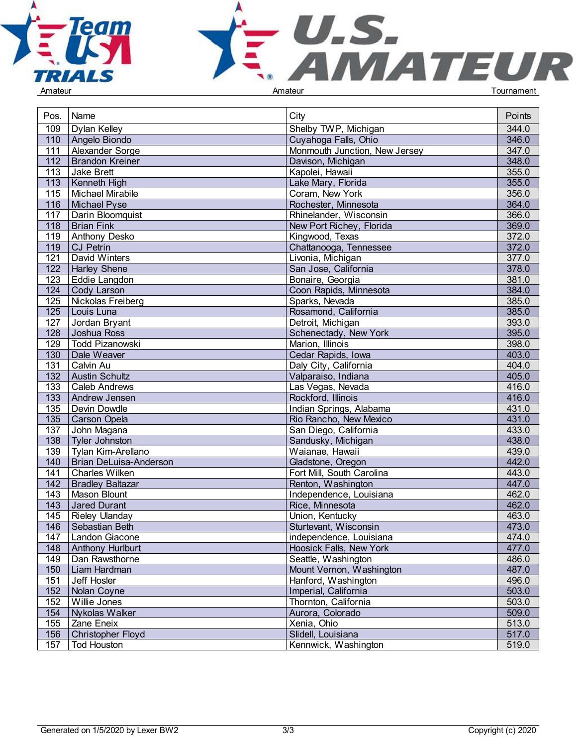| Pos. | Name | City | Points |
|---|---|---|---|
| 109 | Dylan Kelley | Shelby TWP, Michigan | 344.0 |
| 110 | Angelo Biondo | Cuyahoga Falls, Ohio | 346.0 |
| 111 | Alexander Sorge | Monmouth Junction, New Jersey | 347.0 |
| 112 | Brandon Kreiner | Davison, Michigan | 348.0 |
| 113 | Jake Brett | Kapolei, Hawaii | 355.0 |
| 113 | Kenneth High | Lake Mary, Florida | 355.0 |
| 115 | Michael Mirabile | Coram, New York | 356.0 |
| 116 | Michael Pyse | Rochester, Minnesota | 364.0 |
| 117 | Darin Bloomquist | Rhinelander, Wisconsin | 366.0 |
| 118 | Brian Fink | New Port Richey, Florida | 369.0 |
| 119 | Anthony Desko | Kingwood, Texas | 372.0 |
| 119 | CJ Petrin | Chattanooga, Tennessee | 372.0 |
| 121 | David Winters | Livonia, Michigan | 377.0 |
| 122 | Harley Shene | San Jose, California | 378.0 |
| 123 | Eddie Langdon | Bonaire, Georgia | 381.0 |
| 124 | Cody Larson | Coon Rapids, Minnesota | 384.0 |
| 125 | Nickolas Freiberg | Sparks, Nevada | 385.0 |
| 125 | Louis Luna | Rosamond, California | 385.0 |
| 127 | Jordan Bryant | Detroit, Michigan | 393.0 |
| 128 | Joshua Ross | Schenectady, New York | 395.0 |
| 129 | Todd Pizanowski | Marion, Illinois | 398.0 |
| 130 | Dale Weaver | Cedar Rapids, Iowa | 403.0 |
| 131 | Calvin Au | Daly City, California | 404.0 |
| 132 | Austin Schultz | Valparaiso, Indiana | 405.0 |
| 133 | Caleb Andrews | Las Vegas, Nevada | 416.0 |
| 133 | Andrew Jensen | Rockford, Illinois | 416.0 |
| 135 | Devin Dowdle | Indian Springs, Alabama | 431.0 |
| 135 | Carson Opela | Rio Rancho, New Mexico | 431.0 |
| 137 | John Magana | San Diego, California | 433.0 |
| 138 | Tyler Johnston | Sandusky, Michigan | 438.0 |
| 139 | Tylan Kim-Arellano | Waianae, Hawaii | 439.0 |
| 140 | Brian DeLuisa-Anderson | Gladstone, Oregon | 442.0 |
| 141 | Charles Wilken | Fort Mill, South Carolina | 443.0 |
| 142 | Bradley Baltazar | Renton, Washington | 447.0 |
| 143 | Mason Blount | Independence, Louisiana | 462.0 |
| 143 | Jared Durant | Rice, Minnesota | 462.0 |
| 145 | Rieley Ulanday | Union, Kentucky | 463.0 |
| 146 | Sebastian Beth | Sturtevant, Wisconsin | 473.0 |
| 147 | Landon Giacone | independence, Louisiana | 474.0 |
| 148 | Anthony Hurlburt | Hoosick Falls, New York | 477.0 |
| 149 | Dan Rawsthorne | Seattle, Washington | 486.0 |
| 150 | Liam Hardman | Mount Vernon, Washington | 487.0 |
| 151 | Jeff Hosler | Hanford, Washington | 496.0 |
| 152 | Nolan Coyne | Imperial, California | 503.0 |
| 152 | Willie Jones | Thornton, California | 503.0 |
| 154 | Nykolas Walker | Aurora, Colorado | 509.0 |
| 155 | Zane Eneix | Xenia, Ohio | 513.0 |
| 156 | Christopher Floyd | Slidell, Louisiana | 517.0 |
| 157 | Tod Houston | Kennwick, Washington | 519.0 |

Generated on 1/5/2020 by Lexer BW2

Copyright (c) 2020